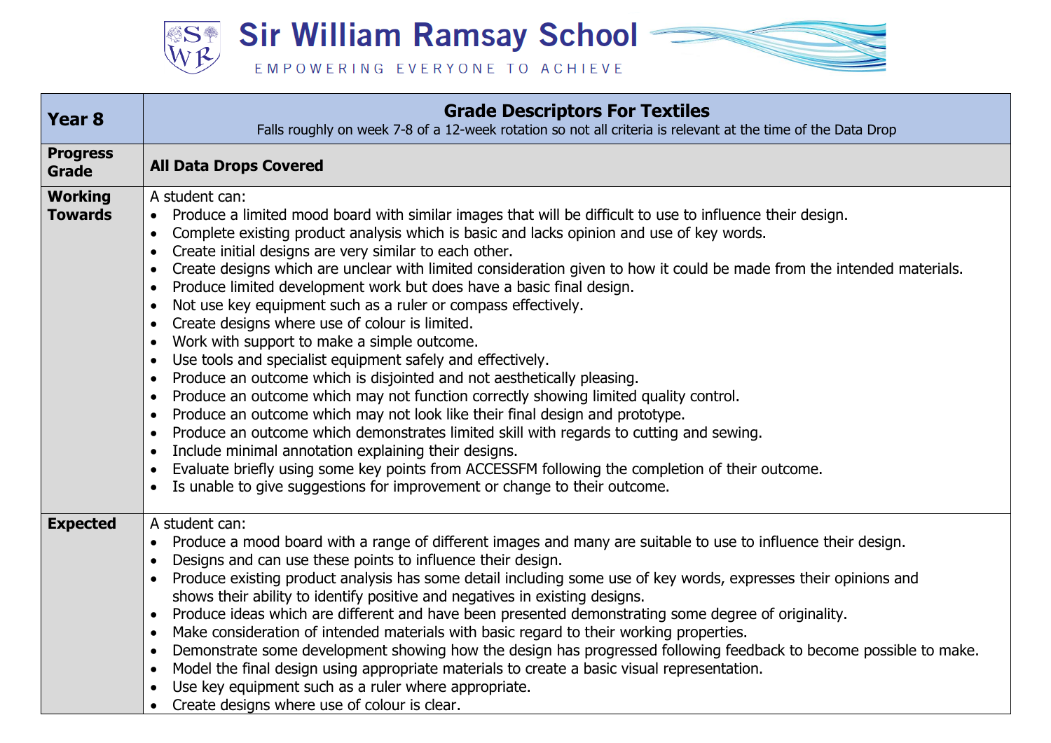# Sir William Ramsay School

EMPOWERING EVERYONE TO ACHIEVE

| Year 8 | **Grade Descriptors For Textiles**<br>Falls roughly on week 7-8 of a 12-week rotation so not all criteria is relevant at the time of the Data Drop |
|---|---|
| **Progress Grade** | **All Data Drops Covered** |
| **Working Towards** | A student can:<br>• Produce a limited mood board with similar images that will be difficult to use to influence their design.<br>• Complete existing product analysis which is basic and lacks opinion and use of key words.<br>• Create initial designs are very similar to each other.<br>• Create designs which are unclear with limited consideration given to how it could be made from the intended materials.<br>• Produce limited development work but does have a basic final design.<br>• Not use key equipment such as a ruler or compass effectively.<br>• Create designs where use of colour is limited.<br>• Work with support to make a simple outcome.<br>• Use tools and specialist equipment safely and effectively.<br>• Produce an outcome which is disjointed and not aesthetically pleasing.<br>• Produce an outcome which may not function correctly showing limited quality control.<br>• Produce an outcome which may not look like their final design and prototype.<br>• Produce an outcome which demonstrates limited skill with regards to cutting and sewing.<br>• Include minimal annotation explaining their designs.<br>• Evaluate briefly using some key points from ACCESSFM following the completion of their outcome.<br>• Is unable to give suggestions for improvement or change to their outcome. |
| **Expected** | A student can:<br>• Produce a mood board with a range of different images and many are suitable to use to influence their design.<br>• Designs and can use these points to influence their design.<br>• Produce existing product analysis has some detail including some use of key words, expresses their opinions and shows their ability to identify positive and negatives in existing designs.<br>• Produce ideas which are different and have been presented demonstrating some degree of originality.<br>• Make consideration of intended materials with basic regard to their working properties.<br>• Demonstrate some development showing how the design has progressed following feedback to become possible to make.<br>• Model the final design using appropriate materials to create a basic visual representation.<br>• Use key equipment such as a ruler where appropriate.<br>• Create designs where use of colour is clear. |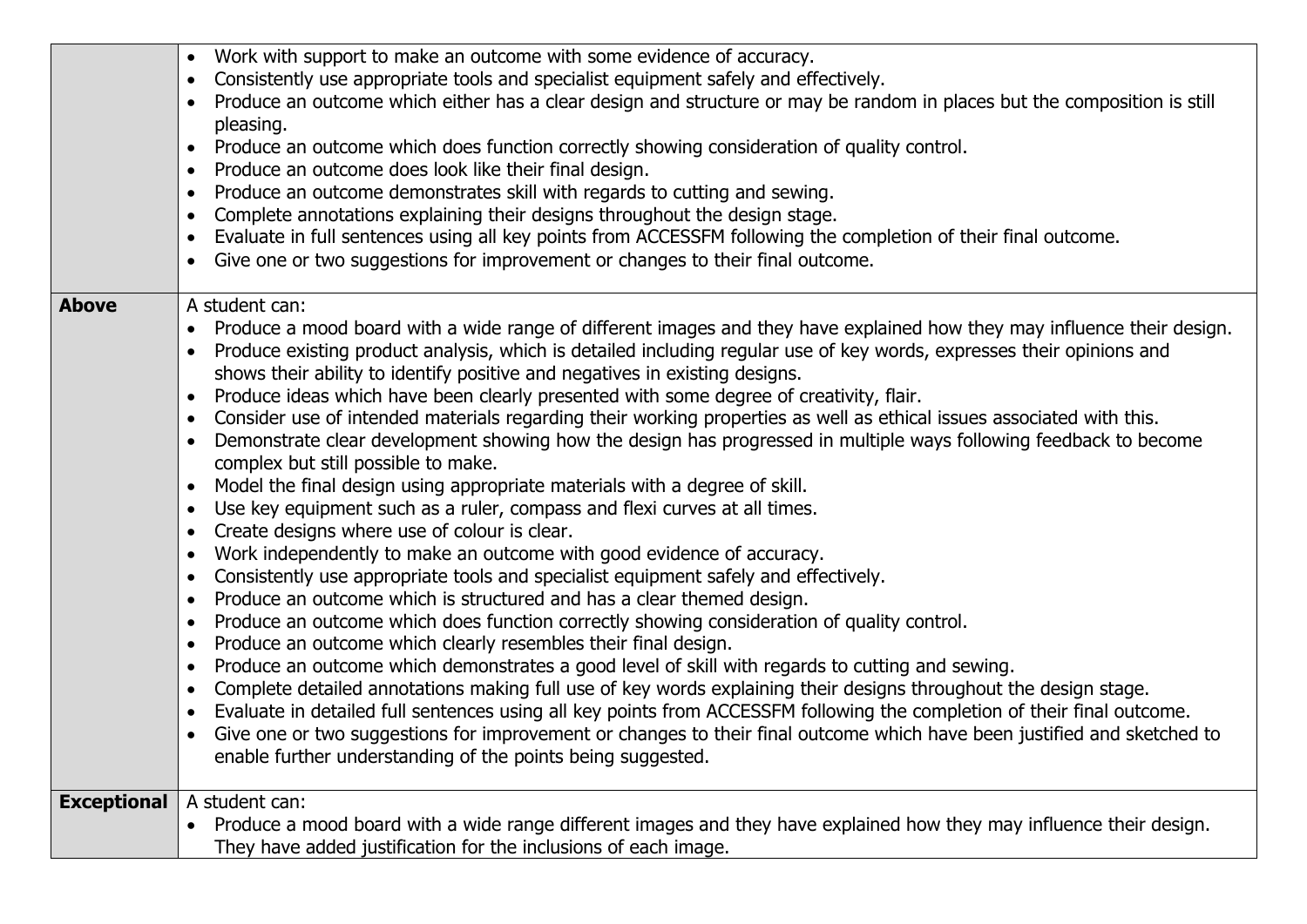| | |
|---|---|
| | • Work with support to make an outcome with some evidence of accuracy.<br>• Consistently use appropriate tools and specialist equipment safely and effectively.<br>• Produce an outcome which either has a clear design and structure or may be random in places but the composition is still pleasing.<br>• Produce an outcome which does function correctly showing consideration of quality control.<br>• Produce an outcome does look like their final design.<br>• Produce an outcome demonstrates skill with regards to cutting and sewing.<br>• Complete annotations explaining their designs throughout the design stage.<br>• Evaluate in full sentences using all key points from ACCESSFM following the completion of their final outcome.<br>• Give one or two suggestions for improvement or changes to their final outcome. |
| **Above** | A student can:<br>• Produce a mood board with a wide range of different images and they have explained how they may influence their design.<br>• Produce existing product analysis, which is detailed including regular use of key words, expresses their opinions and shows their ability to identify positive and negatives in existing designs.<br>• Produce ideas which have been clearly presented with some degree of creativity, flair.<br>• Consider use of intended materials regarding their working properties as well as ethical issues associated with this.<br>• Demonstrate clear development showing how the design has progressed in multiple ways following feedback to become complex but still possible to make.<br>• Model the final design using appropriate materials with a degree of skill.<br>• Use key equipment such as a ruler, compass and flexi curves at all times.<br>• Create designs where use of colour is clear.<br>• Work independently to make an outcome with good evidence of accuracy.<br>• Consistently use appropriate tools and specialist equipment safely and effectively.<br>• Produce an outcome which is structured and has a clear themed design.<br>• Produce an outcome which does function correctly showing consideration of quality control.<br>• Produce an outcome which clearly resembles their final design.<br>• Produce an outcome which demonstrates a good level of skill with regards to cutting and sewing.<br>• Complete detailed annotations making full use of key words explaining their designs throughout the design stage.<br>• Evaluate in detailed full sentences using all key points from ACCESSFM following the completion of their final outcome.<br>• Give one or two suggestions for improvement or changes to their final outcome which have been justified and sketched to enable further understanding of the points being suggested. |
| **Exceptional** | A student can:<br>• Produce a mood board with a wide range different images and they have explained how they may influence their design. They have added justification for the inclusions of each image. |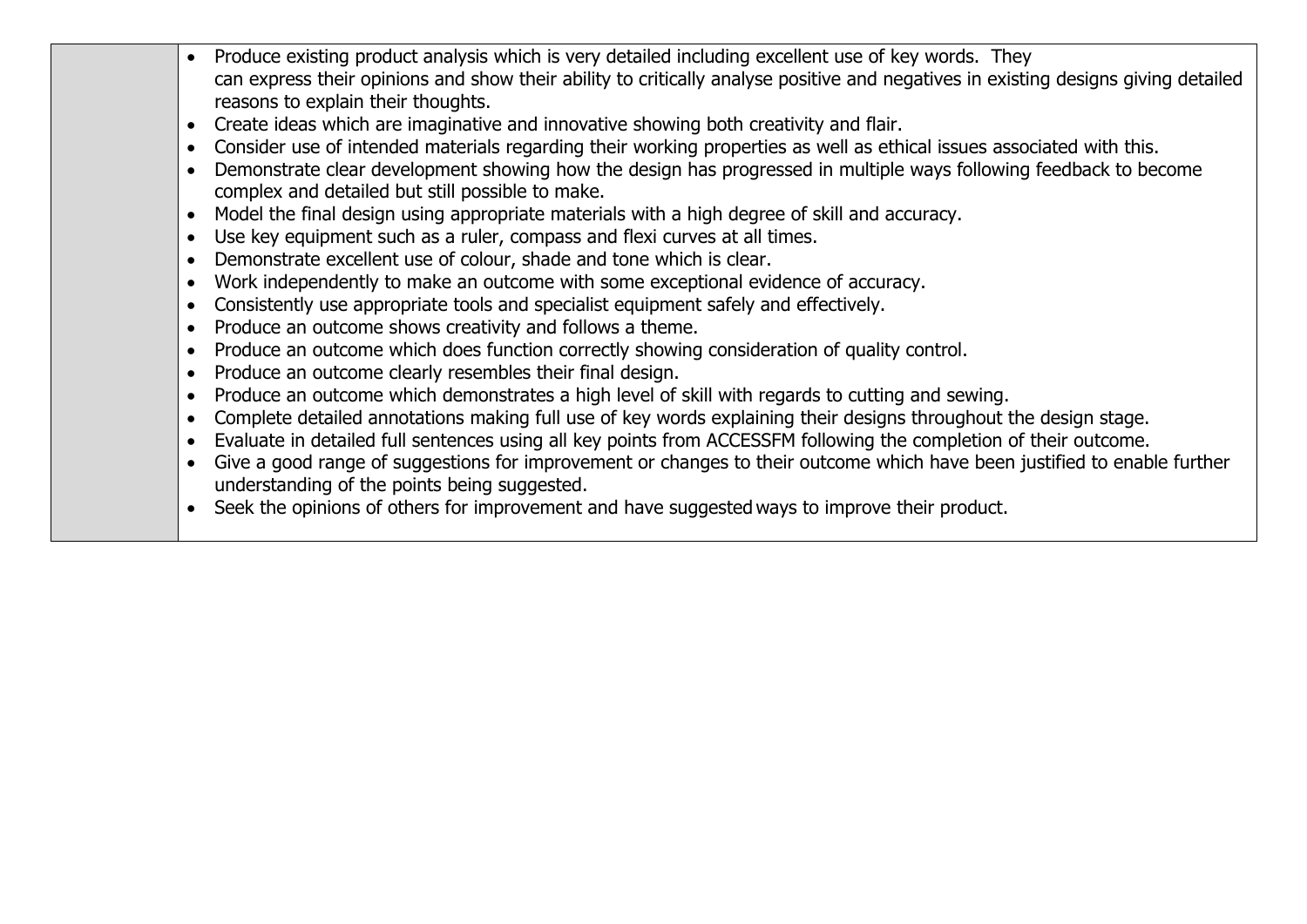| | |
|---|---|
| | • Produce existing product analysis which is very detailed including excellent use of key words. They can express their opinions and show their ability to critically analyse positive and negatives in existing designs giving detailed reasons to explain their thoughts.<br>• Create ideas which are imaginative and innovative showing both creativity and flair.<br>• Consider use of intended materials regarding their working properties as well as ethical issues associated with this.<br>• Demonstrate clear development showing how the design has progressed in multiple ways following feedback to become complex and detailed but still possible to make.<br>• Model the final design using appropriate materials with a high degree of skill and accuracy.<br>• Use key equipment such as a ruler, compass and flexi curves at all times.<br>• Demonstrate excellent use of colour, shade and tone which is clear.<br>• Work independently to make an outcome with some exceptional evidence of accuracy.<br>• Consistently use appropriate tools and specialist equipment safely and effectively.<br>• Produce an outcome shows creativity and follows a theme.<br>• Produce an outcome which does function correctly showing consideration of quality control.<br>• Produce an outcome clearly resembles their final design.<br>• Produce an outcome which demonstrates a high level of skill with regards to cutting and sewing.<br>• Complete detailed annotations making full use of key words explaining their designs throughout the design stage.<br>• Evaluate in detailed full sentences using all key points from ACCESSFM following the completion of their outcome.<br>• Give a good range of suggestions for improvement or changes to their outcome which have been justified to enable further understanding of the points being suggested.<br>• Seek the opinions of others for improvement and have suggested ways to improve their product. |